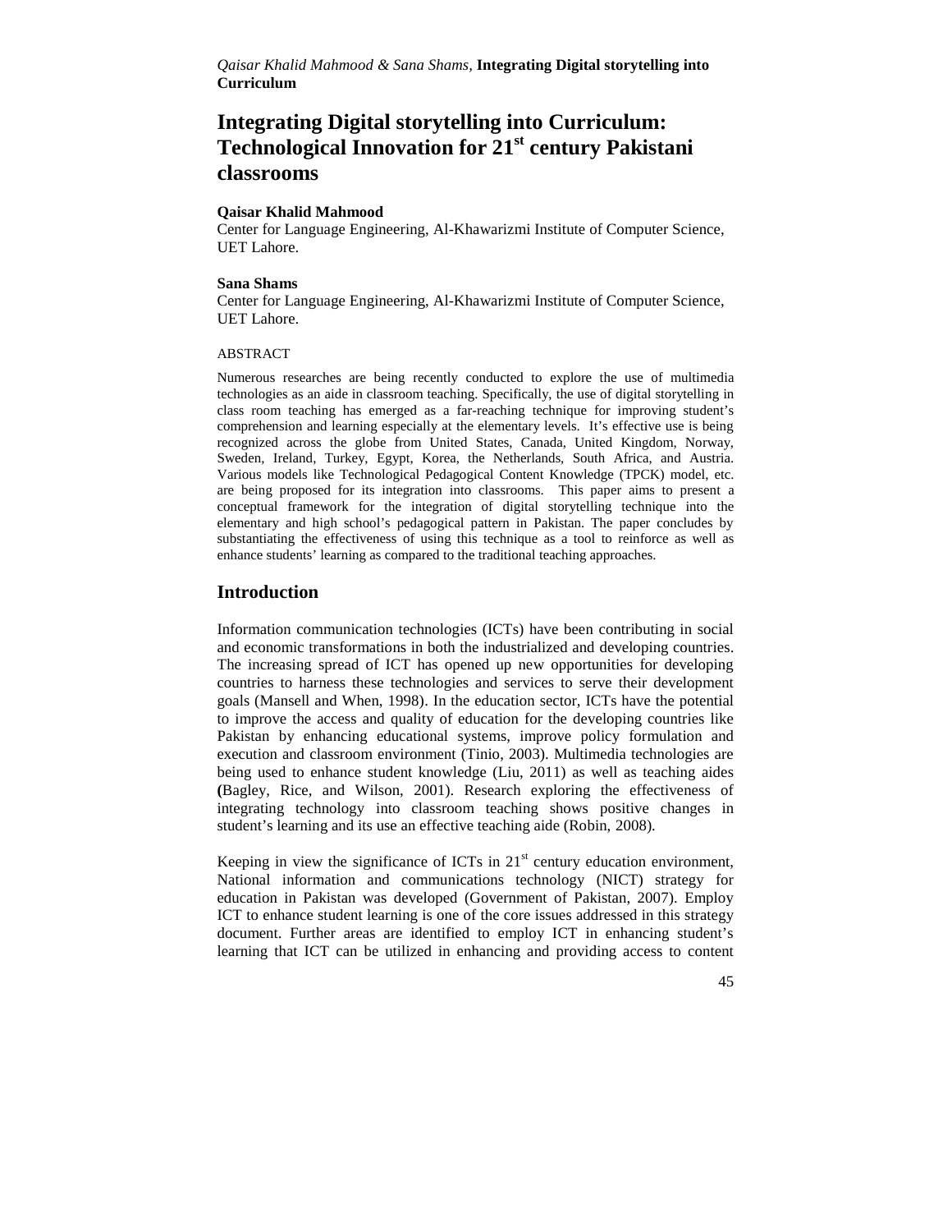# Integrating Digital storytelling into Curriculum: Technological Innovation for 21st century Pakistani classrooms

**Qaisar Khalid Mahmood**
Center for Language Engineering, Al-Khawarizmi Institute of Computer Science, UET Lahore.

**Sana Shams**
Center for Language Engineering, Al-Khawarizmi Institute of Computer Science, UET Lahore.

ABSTRACT

Numerous researches are being recently conducted to explore the use of multimedia technologies as an aide in classroom teaching. Specifically, the use of digital storytelling in class room teaching has emerged as a far-reaching technique for improving student's comprehension and learning especially at the elementary levels. It's effective use is being recognized across the globe from United States, Canada, United Kingdom, Norway, Sweden, Ireland, Turkey, Egypt, Korea, the Netherlands, South Africa, and Austria. Various models like Technological Pedagogical Content Knowledge (TPCK) model, etc. are being proposed for its integration into classrooms. This paper aims to present a conceptual framework for the integration of digital storytelling technique into the elementary and high school's pedagogical pattern in Pakistan. The paper concludes by substantiating the effectiveness of using this technique as a tool to reinforce as well as enhance students' learning as compared to the traditional teaching approaches.

## Introduction

Information communication technologies (ICTs) have been contributing in social and economic transformations in both the industrialized and developing countries. The increasing spread of ICT has opened up new opportunities for developing countries to harness these technologies and services to serve their development goals (Mansell and When, 1998). In the education sector, ICTs have the potential to improve the access and quality of education for the developing countries like Pakistan by enhancing educational systems, improve policy formulation and execution and classroom environment (Tinio, 2003). Multimedia technologies are being used to enhance student knowledge (Liu, 2011) as well as teaching aides **(**Bagley, Rice, and Wilson, 2001). Research exploring the effectiveness of integrating technology into classroom teaching shows positive changes in student's learning and its use an effective teaching aide (Robin, 2008).

Keeping in view the significance of ICTs in 21st century education environment, National information and communications technology (NICT) strategy for education in Pakistan was developed (Government of Pakistan, 2007). Employ ICT to enhance student learning is one of the core issues addressed in this strategy document. Further areas are identified to employ ICT in enhancing student's learning that ICT can be utilized in enhancing and providing access to content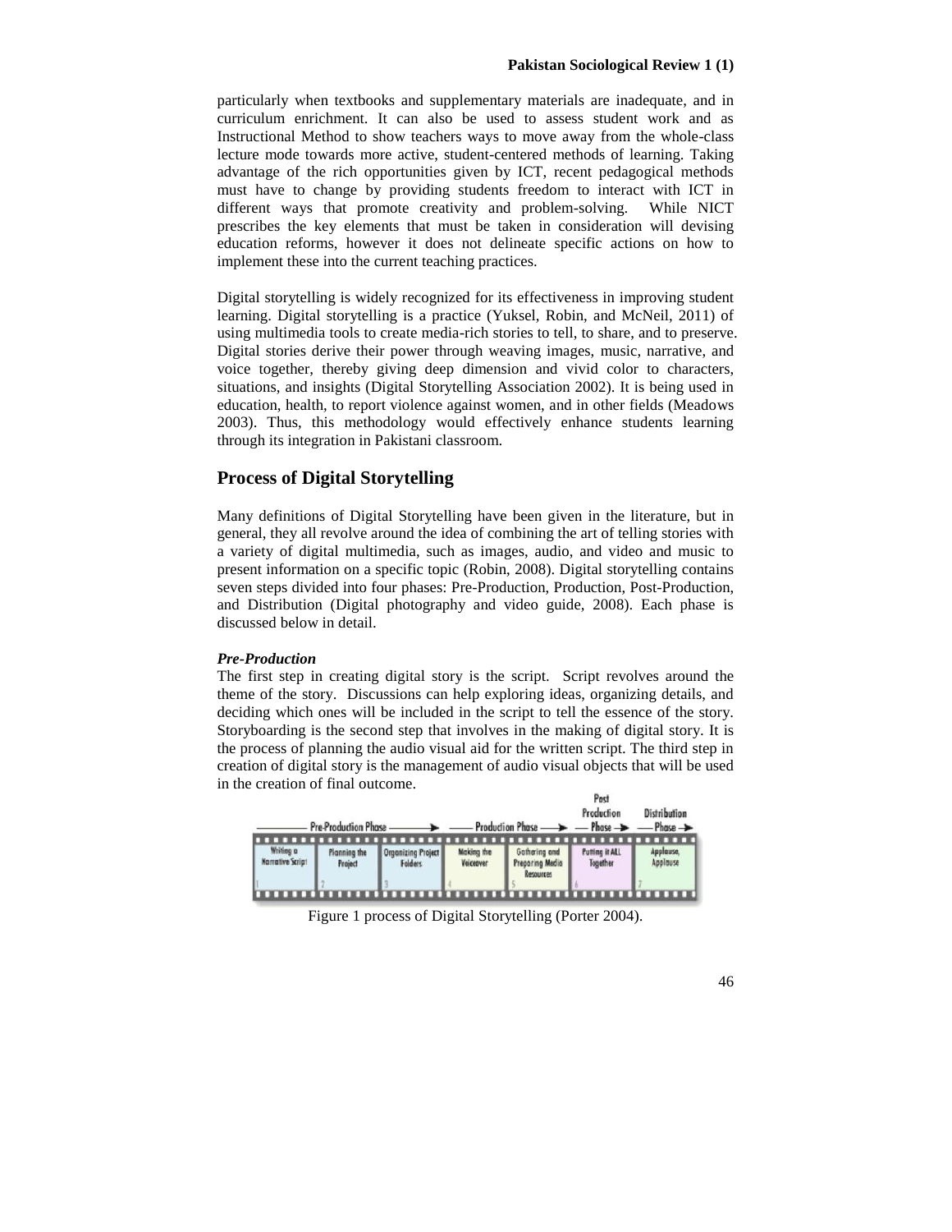particularly when textbooks and supplementary materials are inadequate, and in curriculum enrichment. It can also be used to assess student work and as Instructional Method to show teachers ways to move away from the whole-class lecture mode towards more active, student-centered methods of learning. Taking advantage of the rich opportunities given by ICT, recent pedagogical methods must have to change by providing students freedom to interact with ICT in different ways that promote creativity and problem-solving. While NICT prescribes the key elements that must be taken in consideration will devising education reforms, however it does not delineate specific actions on how to implement these into the current teaching practices.

Digital storytelling is widely recognized for its effectiveness in improving student learning. Digital storytelling is a practice (Yuksel, Robin, and McNeil, 2011) of using multimedia tools to create media-rich stories to tell, to share, and to preserve. Digital stories derive their power through weaving images, music, narrative, and voice together, thereby giving deep dimension and vivid color to characters, situations, and insights (Digital Storytelling Association 2002). It is being used in education, health, to report violence against women, and in other fields (Meadows 2003). Thus, this methodology would effectively enhance students learning through its integration in Pakistani classroom.

## Process of Digital Storytelling

Many definitions of Digital Storytelling have been given in the literature, but in general, they all revolve around the idea of combining the art of telling stories with a variety of digital multimedia, such as images, audio, and video and music to present information on a specific topic (Robin, 2008). Digital storytelling contains seven steps divided into four phases: Pre-Production, Production, Post-Production, and Distribution (Digital photography and video guide, 2008). Each phase is discussed below in detail.

***Pre-Production***

The first step in creating digital story is the script. Script revolves around the theme of the story. Discussions can help exploring ideas, organizing details, and deciding which ones will be included in the script to tell the essence of the story. Storyboarding is the second step that involves in the making of digital story. It is the process of planning the audio visual aid for the written script. The third step in creation of digital story is the management of audio visual objects that will be used in the creation of final outcome.

| Pre-Production Phase | | | Production Phase | | Post Production Phase | Distribution Phase |
|---|---|---|---|---|---|---|
| Writing a Narrative Script | Planning the Project | Organizing Project Folders | Making the Voiceover | Gathering and Preparing Media Resources | Putting it ALL Together | Applause, Applause |
| 1 | 2 | 3 | 4 | 5 | 6 | 7 |

Figure 1 process of Digital Storytelling (Porter 2004).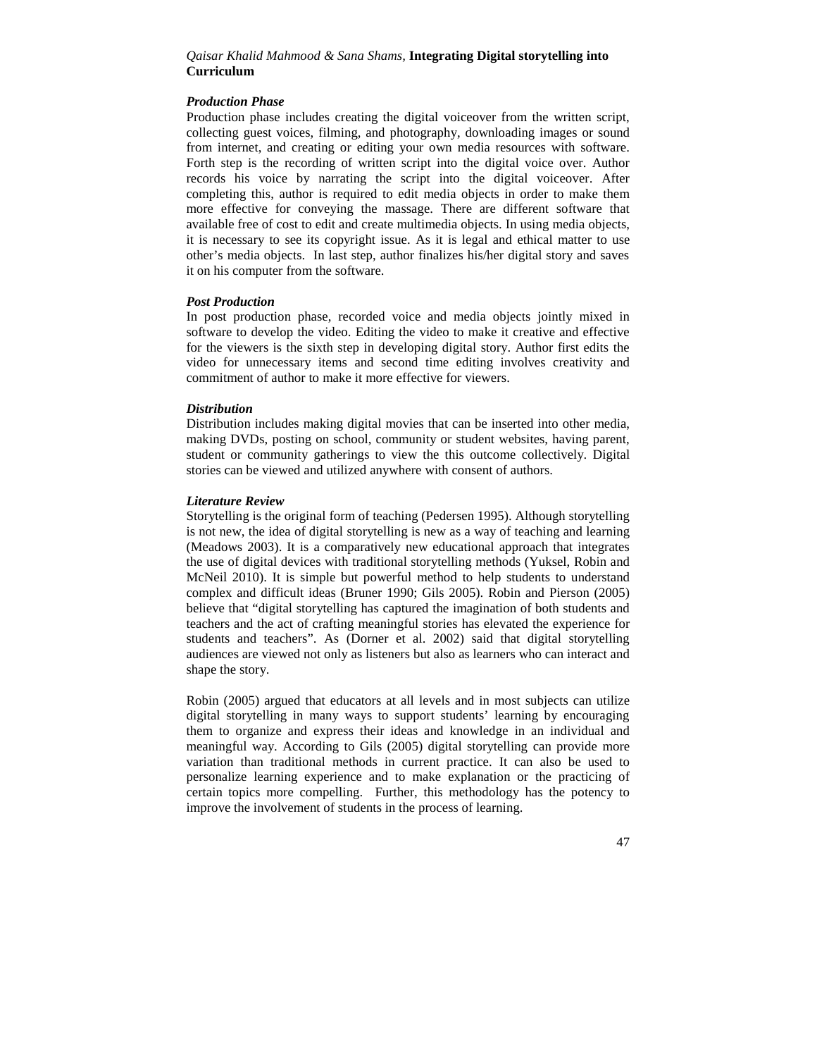### *Production Phase*

Production phase includes creating the digital voiceover from the written script, collecting guest voices, filming, and photography, downloading images or sound from internet, and creating or editing your own media resources with software. Forth step is the recording of written script into the digital voice over. Author records his voice by narrating the script into the digital voiceover. After completing this, author is required to edit media objects in order to make them more effective for conveying the massage. There are different software that available free of cost to edit and create multimedia objects. In using media objects, it is necessary to see its copyright issue. As it is legal and ethical matter to use other's media objects. In last step, author finalizes his/her digital story and saves it on his computer from the software.

### *Post Production*

In post production phase, recorded voice and media objects jointly mixed in software to develop the video. Editing the video to make it creative and effective for the viewers is the sixth step in developing digital story. Author first edits the video for unnecessary items and second time editing involves creativity and commitment of author to make it more effective for viewers.

### *Distribution*

Distribution includes making digital movies that can be inserted into other media, making DVDs, posting on school, community or student websites, having parent, student or community gatherings to view the this outcome collectively. Digital stories can be viewed and utilized anywhere with consent of authors.

### *Literature Review*

Storytelling is the original form of teaching (Pedersen 1995). Although storytelling is not new, the idea of digital storytelling is new as a way of teaching and learning (Meadows 2003). It is a comparatively new educational approach that integrates the use of digital devices with traditional storytelling methods (Yuksel, Robin and McNeil 2010). It is simple but powerful method to help students to understand complex and difficult ideas (Bruner 1990; Gils 2005). Robin and Pierson (2005) believe that "digital storytelling has captured the imagination of both students and teachers and the act of crafting meaningful stories has elevated the experience for students and teachers". As (Dorner et al. 2002) said that digital storytelling audiences are viewed not only as listeners but also as learners who can interact and shape the story.

Robin (2005) argued that educators at all levels and in most subjects can utilize digital storytelling in many ways to support students' learning by encouraging them to organize and express their ideas and knowledge in an individual and meaningful way. According to Gils (2005) digital storytelling can provide more variation than traditional methods in current practice. It can also be used to personalize learning experience and to make explanation or the practicing of certain topics more compelling. Further, this methodology has the potency to improve the involvement of students in the process of learning.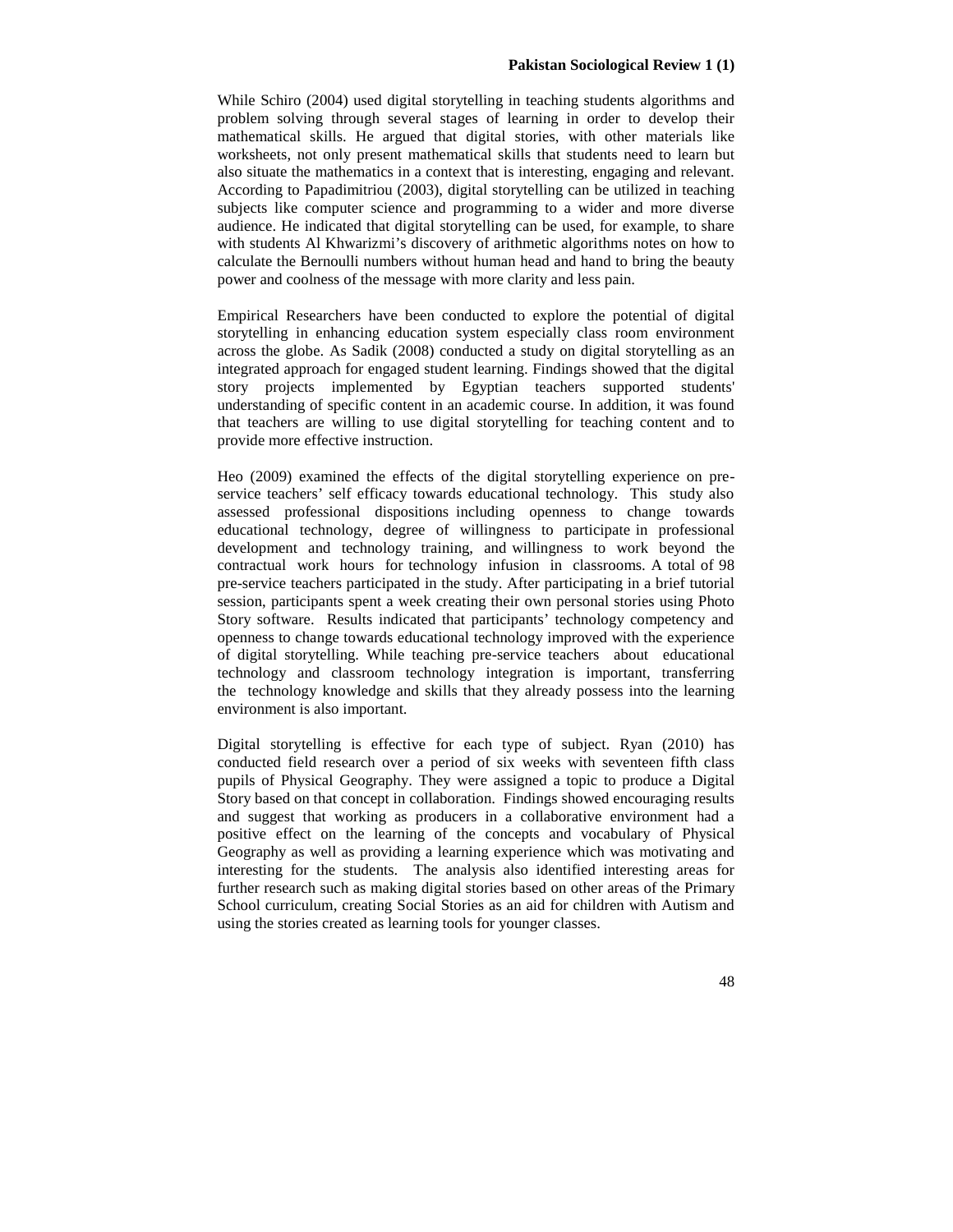While Schiro (2004) used digital storytelling in teaching students algorithms and problem solving through several stages of learning in order to develop their mathematical skills. He argued that digital stories, with other materials like worksheets, not only present mathematical skills that students need to learn but also situate the mathematics in a context that is interesting, engaging and relevant. According to Papadimitriou (2003), digital storytelling can be utilized in teaching subjects like computer science and programming to a wider and more diverse audience. He indicated that digital storytelling can be used, for example, to share with students Al Khwarizmi's discovery of arithmetic algorithms notes on how to calculate the Bernoulli numbers without human head and hand to bring the beauty power and coolness of the message with more clarity and less pain.

Empirical Researchers have been conducted to explore the potential of digital storytelling in enhancing education system especially class room environment across the globe. As Sadik (2008) conducted a study on digital storytelling as an integrated approach for engaged student learning. Findings showed that the digital story projects implemented by Egyptian teachers supported students' understanding of specific content in an academic course. In addition, it was found that teachers are willing to use digital storytelling for teaching content and to provide more effective instruction.

Heo (2009) examined the effects of the digital storytelling experience on pre-service teachers' self efficacy towards educational technology. This study also assessed professional dispositions including openness to change towards educational technology, degree of willingness to participate in professional development and technology training, and willingness to work beyond the contractual work hours for technology infusion in classrooms. A total of 98 pre-service teachers participated in the study. After participating in a brief tutorial session, participants spent a week creating their own personal stories using Photo Story software. Results indicated that participants' technology competency and openness to change towards educational technology improved with the experience of digital storytelling. While teaching pre-service teachers about educational technology and classroom technology integration is important, transferring the technology knowledge and skills that they already possess into the learning environment is also important.

Digital storytelling is effective for each type of subject. Ryan (2010) has conducted field research over a period of six weeks with seventeen fifth class pupils of Physical Geography. They were assigned a topic to produce a Digital Story based on that concept in collaboration. Findings showed encouraging results and suggest that working as producers in a collaborative environment had a positive effect on the learning of the concepts and vocabulary of Physical Geography as well as providing a learning experience which was motivating and interesting for the students. The analysis also identified interesting areas for further research such as making digital stories based on other areas of the Primary School curriculum, creating Social Stories as an aid for children with Autism and using the stories created as learning tools for younger classes.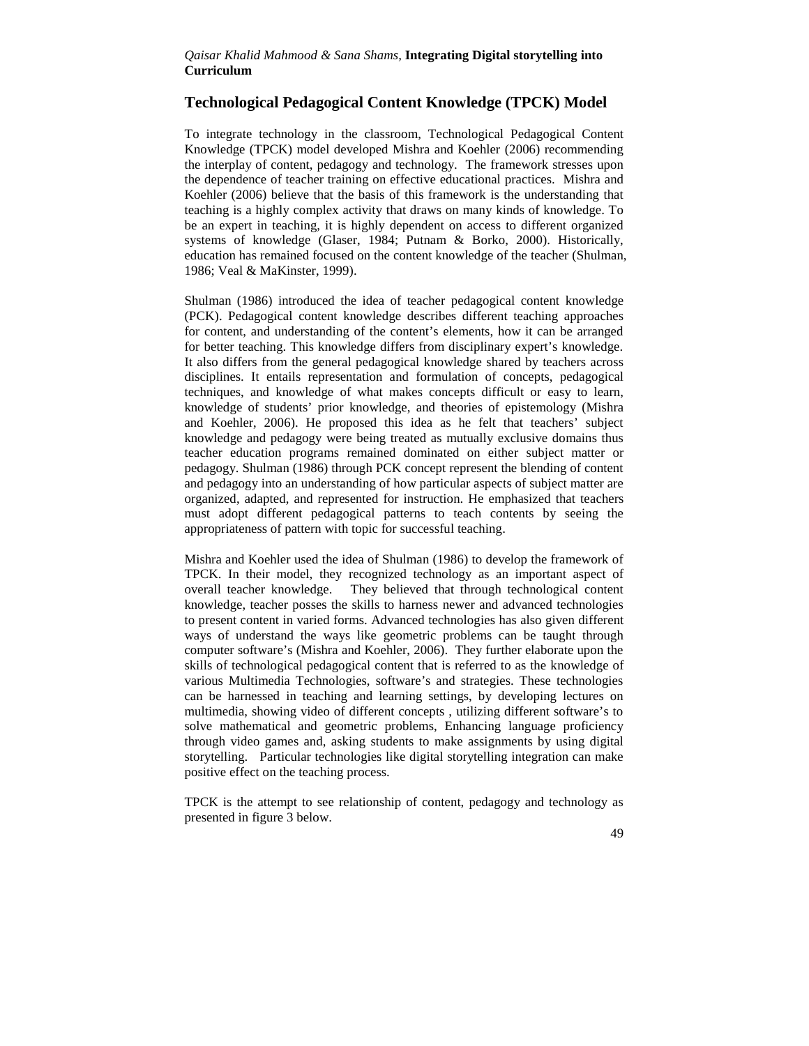## Technological Pedagogical Content Knowledge (TPCK) Model

To integrate technology in the classroom, Technological Pedagogical Content Knowledge (TPCK) model developed Mishra and Koehler (2006) recommending the interplay of content, pedagogy and technology. The framework stresses upon the dependence of teacher training on effective educational practices. Mishra and Koehler (2006) believe that the basis of this framework is the understanding that teaching is a highly complex activity that draws on many kinds of knowledge. To be an expert in teaching, it is highly dependent on access to different organized systems of knowledge (Glaser, 1984; Putnam & Borko, 2000). Historically, education has remained focused on the content knowledge of the teacher (Shulman, 1986; Veal & MaKinster, 1999).

Shulman (1986) introduced the idea of teacher pedagogical content knowledge (PCK). Pedagogical content knowledge describes different teaching approaches for content, and understanding of the content's elements, how it can be arranged for better teaching. This knowledge differs from disciplinary expert's knowledge. It also differs from the general pedagogical knowledge shared by teachers across disciplines. It entails representation and formulation of concepts, pedagogical techniques, and knowledge of what makes concepts difficult or easy to learn, knowledge of students' prior knowledge, and theories of epistemology (Mishra and Koehler, 2006). He proposed this idea as he felt that teachers' subject knowledge and pedagogy were being treated as mutually exclusive domains thus teacher education programs remained dominated on either subject matter or pedagogy. Shulman (1986) through PCK concept represent the blending of content and pedagogy into an understanding of how particular aspects of subject matter are organized, adapted, and represented for instruction. He emphasized that teachers must adopt different pedagogical patterns to teach contents by seeing the appropriateness of pattern with topic for successful teaching.

Mishra and Koehler used the idea of Shulman (1986) to develop the framework of TPCK. In their model, they recognized technology as an important aspect of overall teacher knowledge. They believed that through technological content knowledge, teacher posses the skills to harness newer and advanced technologies to present content in varied forms. Advanced technologies has also given different ways of understand the ways like geometric problems can be taught through computer software's (Mishra and Koehler, 2006). They further elaborate upon the skills of technological pedagogical content that is referred to as the knowledge of various Multimedia Technologies, software's and strategies. These technologies can be harnessed in teaching and learning settings, by developing lectures on multimedia, showing video of different concepts , utilizing different software's to solve mathematical and geometric problems, Enhancing language proficiency through video games and, asking students to make assignments by using digital storytelling. Particular technologies like digital storytelling integration can make positive effect on the teaching process.

TPCK is the attempt to see relationship of content, pedagogy and technology as presented in figure 3 below.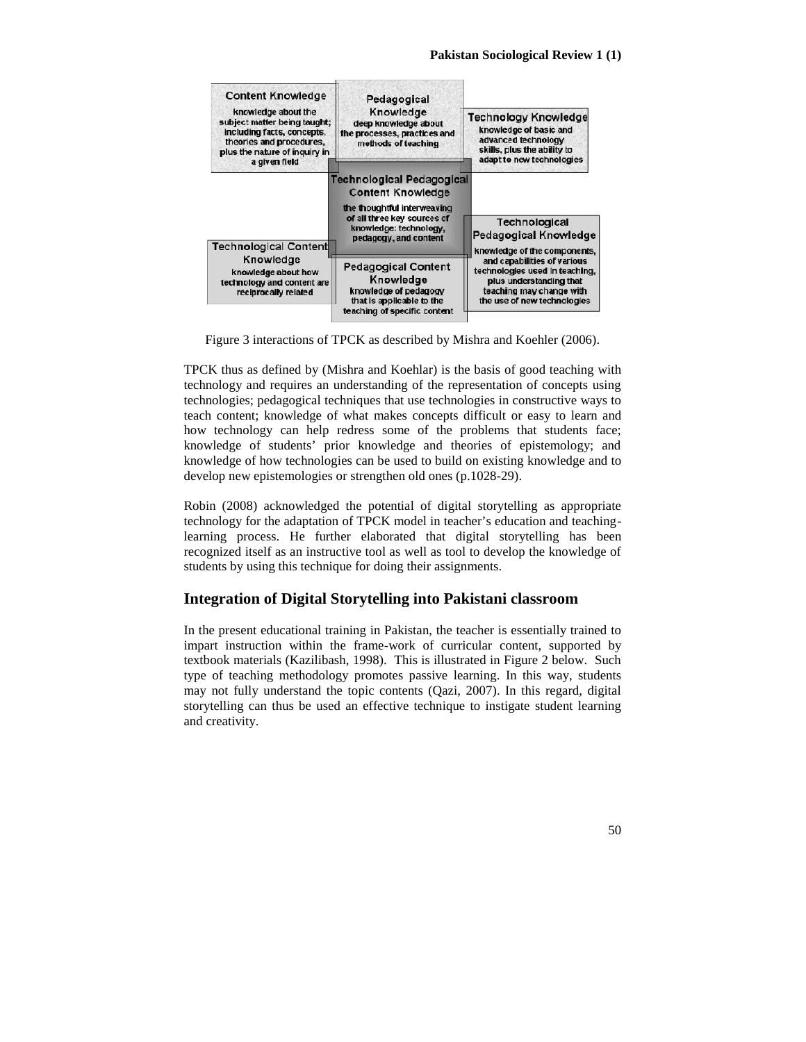**Content Knowledge**
knowledge about the subject matter being taught; including facts, concepts, theories and procedures, plus the nature of inquiry in a given field

**Pedagogical Knowledge**
deep knowledge about the processes, practices and methods of teaching

**Technology Knowledge**
knowledge of basic and advanced technology skills, plus the ability to adapt to new technologies

**Technological Pedagogical Content Knowledge**
the thoughtful interweaving of all three key sources of knowledge: technology, pedagogy, and content

**Technological Pedagogical Knowledge**
knowledge of the components, and capabilities of various technologies used in teaching, plus understanding that teaching may change with the use of new technologies

**Technological Content Knowledge**
knowledge about how technology and content are reciprocally related

**Pedagogical Content Knowledge**
knowledge of pedagogy that is applicable to the teaching of specific content

Figure 3 interactions of TPCK as described by Mishra and Koehler (2006).

TPCK thus as defined by (Mishra and Koehlar) is the basis of good teaching with technology and requires an understanding of the representation of concepts using technologies; pedagogical techniques that use technologies in constructive ways to teach content; knowledge of what makes concepts difficult or easy to learn and how technology can help redress some of the problems that students face; knowledge of students' prior knowledge and theories of epistemology; and knowledge of how technologies can be used to build on existing knowledge and to develop new epistemologies or strengthen old ones (p.1028-29).

Robin (2008) acknowledged the potential of digital storytelling as appropriate technology for the adaptation of TPCK model in teacher's education and teaching-learning process. He further elaborated that digital storytelling has been recognized itself as an instructive tool as well as tool to develop the knowledge of students by using this technique for doing their assignments.

## Integration of Digital Storytelling into Pakistani classroom

In the present educational training in Pakistan, the teacher is essentially trained to impart instruction within the frame-work of curricular content, supported by textbook materials (Kazilibash, 1998). This is illustrated in Figure 2 below. Such type of teaching methodology promotes passive learning. In this way, students may not fully understand the topic contents (Qazi, 2007). In this regard, digital storytelling can thus be used an effective technique to instigate student learning and creativity.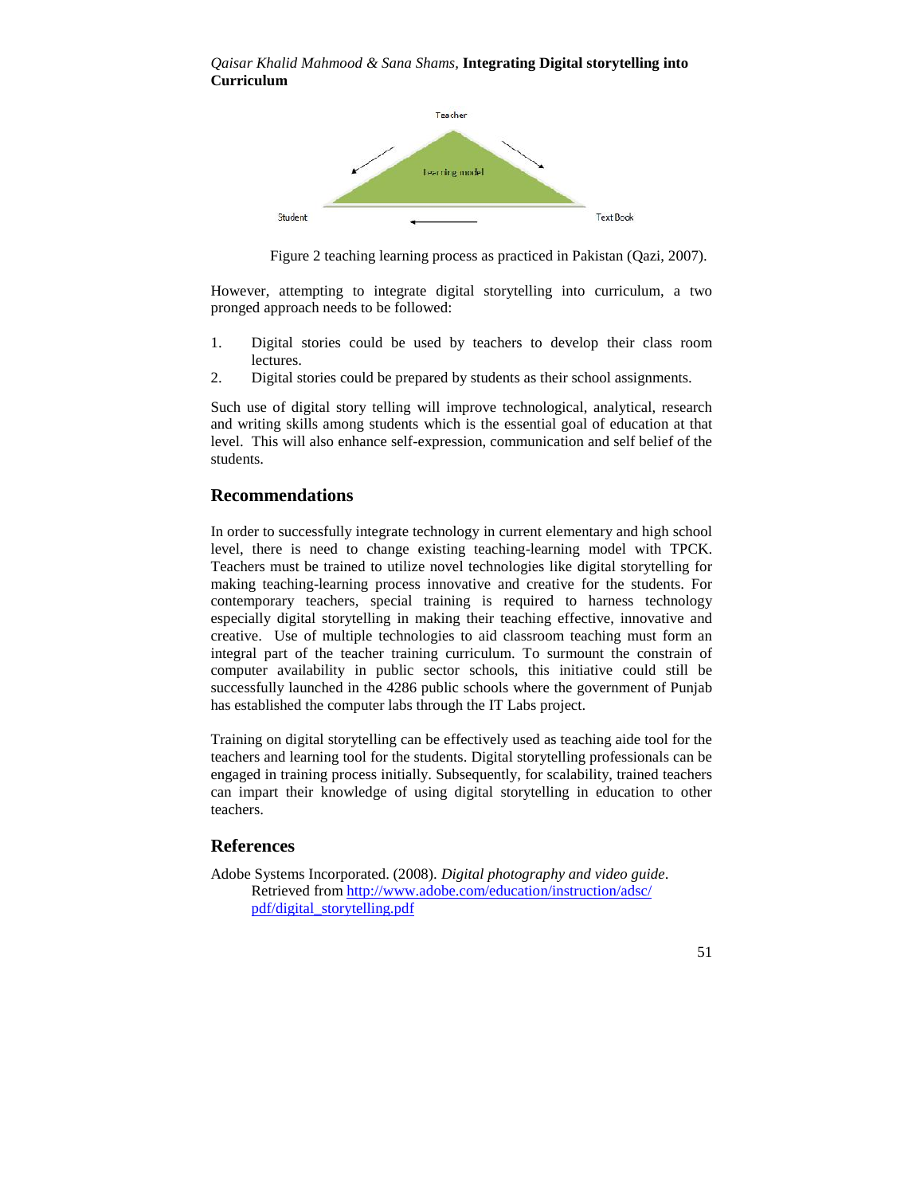Figure 2 teaching learning process as practiced in Pakistan (Qazi, 2007).

However, attempting to integrate digital storytelling into curriculum, a two pronged approach needs to be followed:

1. Digital stories could be used by teachers to develop their class room lectures.
2. Digital stories could be prepared by students as their school assignments.

Such use of digital story telling will improve technological, analytical, research and writing skills among students which is the essential goal of education at that level. This will also enhance self-expression, communication and self belief of the students.

## Recommendations

In order to successfully integrate technology in current elementary and high school level, there is need to change existing teaching-learning model with TPCK. Teachers must be trained to utilize novel technologies like digital storytelling for making teaching-learning process innovative and creative for the students. For contemporary teachers, special training is required to harness technology especially digital storytelling in making their teaching effective, innovative and creative. Use of multiple technologies to aid classroom teaching must form an integral part of the teacher training curriculum. To surmount the constrain of computer availability in public sector schools, this initiative could still be successfully launched in the 4286 public schools where the government of Punjab has established the computer labs through the IT Labs project.

Training on digital storytelling can be effectively used as teaching aide tool for the teachers and learning tool for the students. Digital storytelling professionals can be engaged in training process initially. Subsequently, for scalability, trained teachers can impart their knowledge of using digital storytelling in education to other teachers.

## References

Adobe Systems Incorporated. (2008). *Digital photography and video guide*. Retrieved from http://www.adobe.com/education/instruction/adsc/pdf/digital_storytelling.pdf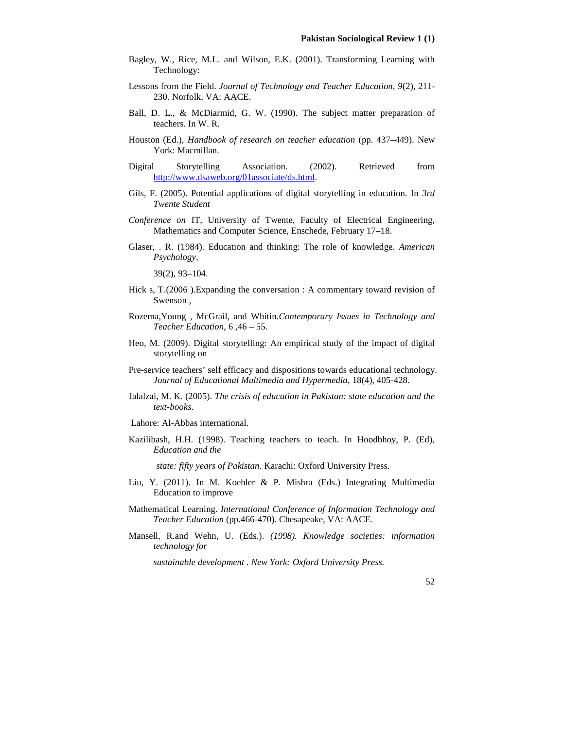Bagley, W., Rice, M.L. and Wilson, E.K. (2001). Transforming Learning with Technology:

Lessons from the Field. *Journal of Technology and Teacher Education*, *9*(2), 211-230. Norfolk, VA: AACE.

Ball, D. L., & McDiarmid, G. W. (1990). The subject matter preparation of teachers. In W. R.

Houston (Ed.), *Handbook of research on teacher education* (pp. 437–449). New York: Macmillan.

Digital Storytelling Association. (2002). Retrieved from http://www.dsaweb.org/01associate/ds.html.

Gils, F. (2005). Potential applications of digital storytelling in education. In *3rd Twente Student*

*Conference on* IT, University of Twente, Faculty of Electrical Engineering, Mathematics and Computer Science, Enschede, February 17–18.

Glaser, . R. (1984). Education and thinking: The role of knowledge. *American Psychology*,

39(2), 93–104.

Hick s, T.(2006 ).Expanding the conversation : A commentary toward revision of Swenson ,

Rozema,Young , McGrail, and Whitin.*Contemporary Issues in Technology and Teacher Education*, 6 ,46 – 55.

Heo, M. (2009). Digital storytelling: An empirical study of the impact of digital storytelling on

Pre-service teachers' self efficacy and dispositions towards educational technology. *Journal of Educational Multimedia and Hypermedia*, 18(4), 405-428.

Jalalzai, M. K. (2005). *The crisis of education in Pakistan: state education and the text-books*.

Lahore: Al-Abbas international.

Kazilibash, H.H. (1998). Teaching teachers to teach. In Hoodbhoy, P. (Ed), *Education and the*

*state: fifty years of Pakistan*. Karachi: Oxford University Press.

Liu, Y. (2011). In M. Koehler & P. Mishra (Eds.) Integrating Multimedia Education to improve

Mathematical Learning. *International Conference of Information Technology and Teacher Education* (pp.466-470). Chesapeake, VA: AACE.

Mansell, R.and Wehn, U. (Eds.). *(1998). Knowledge societies: information technology for*

*sustainable development . New York: Oxford University Press.*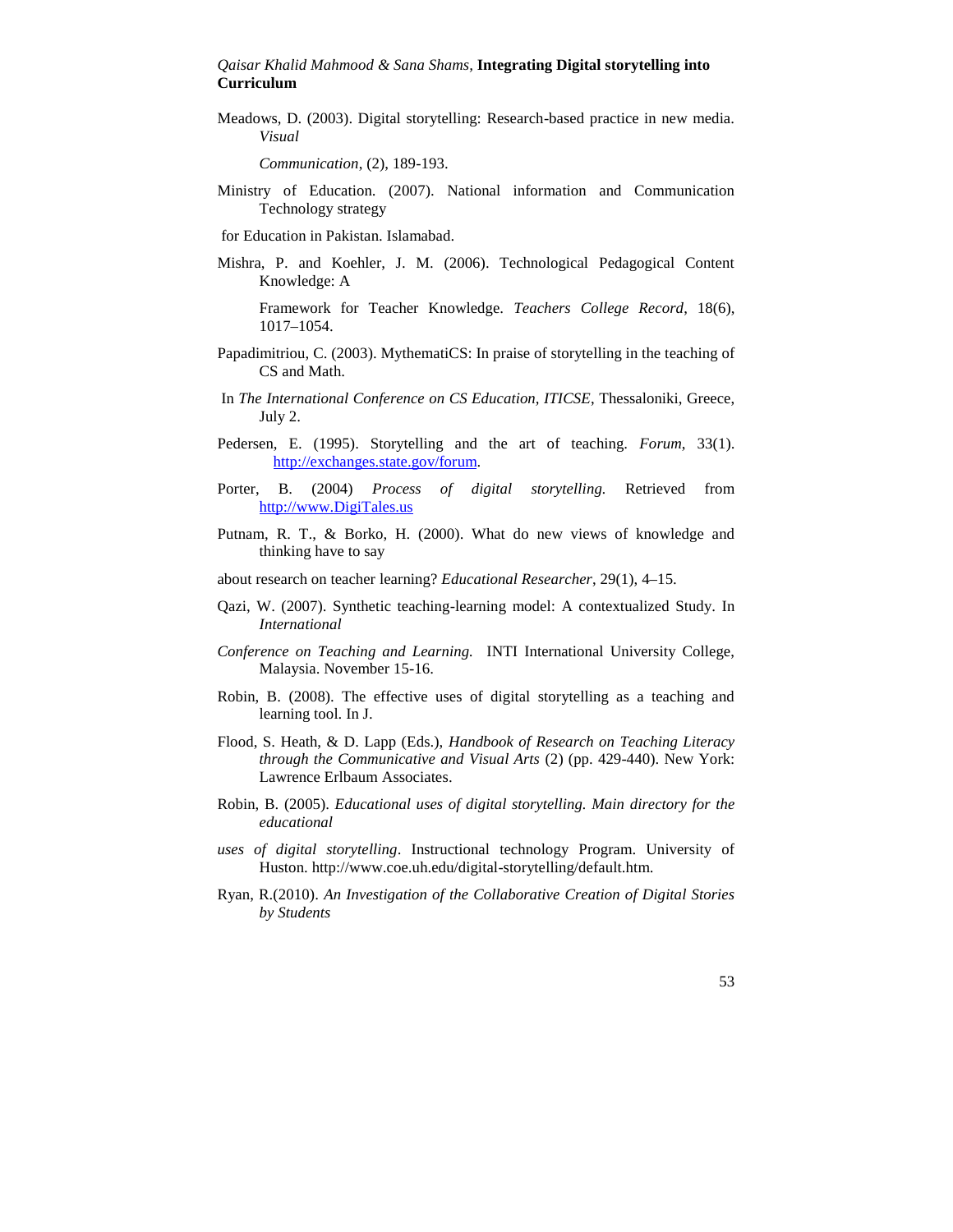Meadows, D. (2003). Digital storytelling: Research-based practice in new media. *Visual Communication*, (2), 189-193.

Ministry of Education. (2007). National information and Communication Technology strategy for Education in Pakistan. Islamabad.

Mishra, P. and Koehler, J. M. (2006). Technological Pedagogical Content Knowledge: A Framework for Teacher Knowledge. *Teachers College Record*, 18(6), 1017–1054.

Papadimitriou, C. (2003). MythematiCS: In praise of storytelling in the teaching of CS and Math. In *The International Conference on CS Education, ITICSE*, Thessaloniki, Greece, July 2.

Pedersen, E. (1995). Storytelling and the art of teaching. *Forum*, 33(1). http://exchanges.state.gov/forum.

Porter, B. (2004) *Process of digital storytelling.* Retrieved from http://www.DigiTales.us

Putnam, R. T., & Borko, H. (2000). What do new views of knowledge and thinking have to say about research on teacher learning? *Educational Researcher*, 29(1), 4–15.

Qazi, W. (2007). Synthetic teaching-learning model: A contextualized Study. In *International Conference on Teaching and Learning.* INTI International University College, Malaysia. November 15-16.

Robin, B. (2008). The effective uses of digital storytelling as a teaching and learning tool. In J. Flood, S. Heath, & D. Lapp (Eds.), *Handbook of Research on Teaching Literacy through the Communicative and Visual Arts* (2) (pp. 429-440). New York: Lawrence Erlbaum Associates.

Robin, B. (2005). *Educational uses of digital storytelling. Main directory for the educational uses of digital storytelling*. Instructional technology Program. University of Huston. http://www.coe.uh.edu/digital-storytelling/default.htm.

Ryan, R.(2010). *An Investigation of the Collaborative Creation of Digital Stories by Students*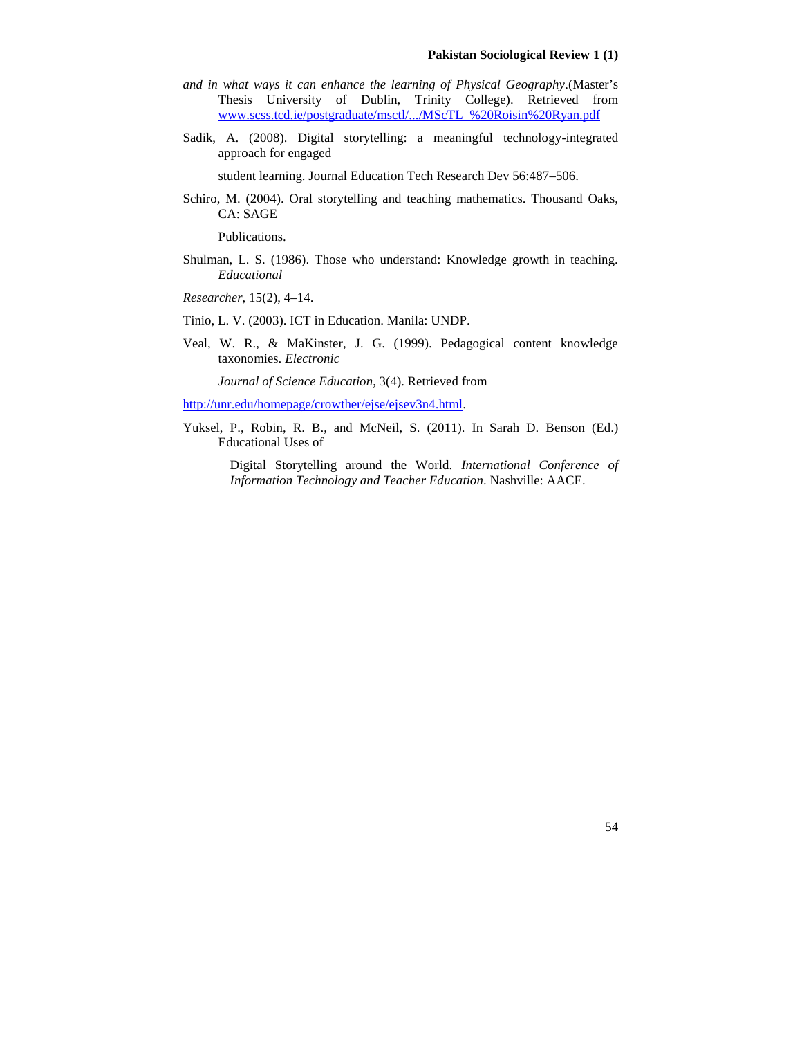*and in what ways it can enhance the learning of Physical Geography*.(Master's Thesis University of Dublin, Trinity College). Retrieved from www.scss.tcd.ie/postgraduate/msctl/.../MScTL_%20Roisin%20Ryan.pdf

Sadik, A. (2008). Digital storytelling: a meaningful technology-integrated approach for engaged

student learning. Journal Education Tech Research Dev 56:487–506.

Schiro, M. (2004). Oral storytelling and teaching mathematics. Thousand Oaks, CA: SAGE

Publications.

Shulman, L. S. (1986). Those who understand: Knowledge growth in teaching. *Educational*

*Researcher*, 15(2), 4–14.

Tinio, L. V. (2003). ICT in Education. Manila: UNDP.

Veal, W. R., & MaKinster, J. G. (1999). Pedagogical content knowledge taxonomies. *Electronic*

*Journal of Science Education*, 3(4). Retrieved from

http://unr.edu/homepage/crowther/ejse/ejsev3n4.html.

Yuksel, P., Robin, R. B., and McNeil, S. (2011). In Sarah D. Benson (Ed.) Educational Uses of

Digital Storytelling around the World. *International Conference of Information Technology and Teacher Education*. Nashville: AACE.